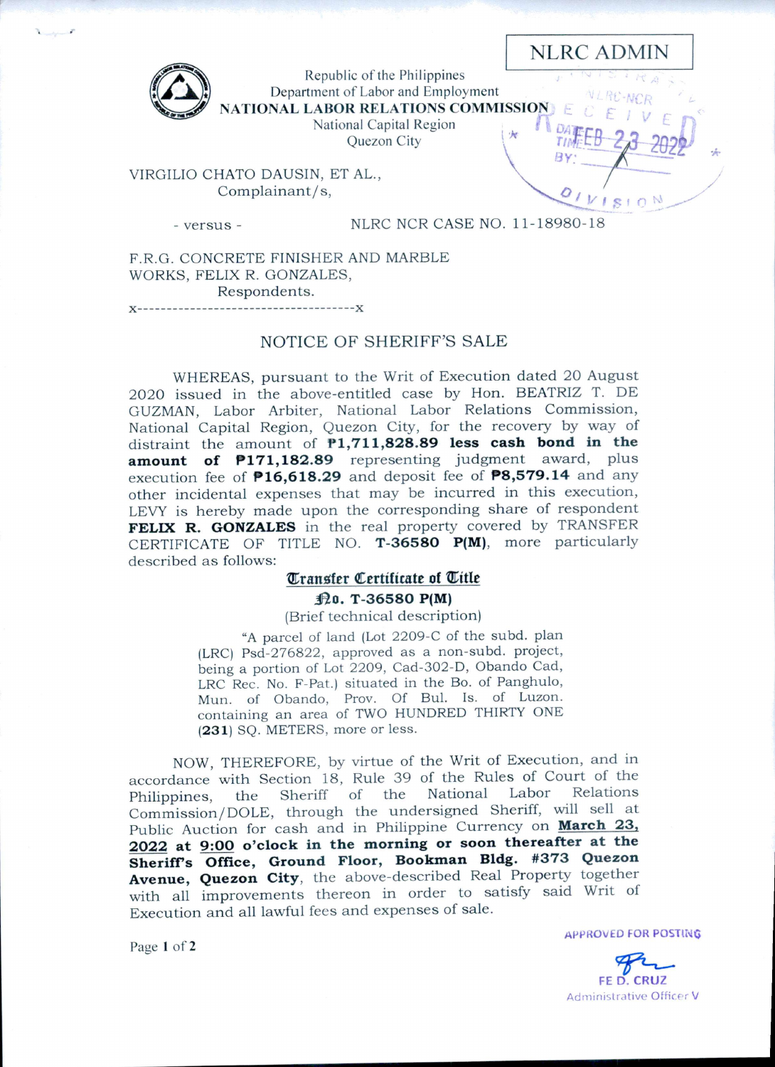NLRC ADMIN

Republic of the Philippines
Department of Labor and Employment
**NATIONAL LABOR RELATIONS COMMISSION**
National Capital Region
Quezon City

NLRC-NCR RECEIVED DATE FEB 23 2022 TIME: BY: DIVISION

VIRGILIO CHATO DAUSIN, ET AL.,
Complainant/s,

- versus - NLRC NCR CASE NO. 11-18980-18

F.R.G. CONCRETE FINISHER AND MARBLE WORKS, FELIX R. GONZALES,
Respondents.

x-------------------------------------x

## NOTICE OF SHERIFF'S SALE

WHEREAS, pursuant to the Writ of Execution dated 20 August 2020 issued in the above-entitled case by Hon. BEATRIZ T. DE GUZMAN, Labor Arbiter, National Labor Relations Commission, National Capital Region, Quezon City, for the recovery by way of distraint the amount of **₱1,711,828.89 less cash bond in the amount of ₱171,182.89** representing judgment award, plus execution fee of **₱16,618.29** and deposit fee of **₱8,579.14** and any other incidental expenses that may be incurred in this execution, LEVY is hereby made upon the corresponding share of respondent **FELIX R. GONZALES** in the real property covered by TRANSFER CERTIFICATE OF TITLE NO. **T-36580 P(M)**, more particularly described as follows:

**Transfer Certificate of Title**
**No. T-36580 P(M)**
(Brief technical description)

"A parcel of land (Lot 2209-C of the subd. plan (LRC) Psd-276822, approved as a non-subd. project, being a portion of Lot 2209, Cad-302-D, Obando Cad, LRC Rec. No. F-Pat.) situated in the Bo. of Panghulo, Mun. of Obando, Prov. Of Bul. Is. of Luzon. containing an area of TWO HUNDRED THIRTY ONE (**231**) SQ. METERS, more or less.

NOW, THEREFORE, by virtue of the Writ of Execution, and in accordance with Section 18, Rule 39 of the Rules of Court of the Philippines, the Sheriff of the National Labor Relations Commission/DOLE, through the undersigned Sheriff, will sell at Public Auction for cash and in Philippine Currency on **March 23, 2022 at 9:00 o'clock in the morning or soon thereafter at the Sheriff's Office, Ground Floor, Bookman Bldg. #373 Quezon Avenue, Quezon City**, the above-described Real Property together with all improvements thereon in order to satisfy said Writ of Execution and all lawful fees and expenses of sale.

APPROVED FOR POSTING

FE D. CRUZ
Administrative Officer V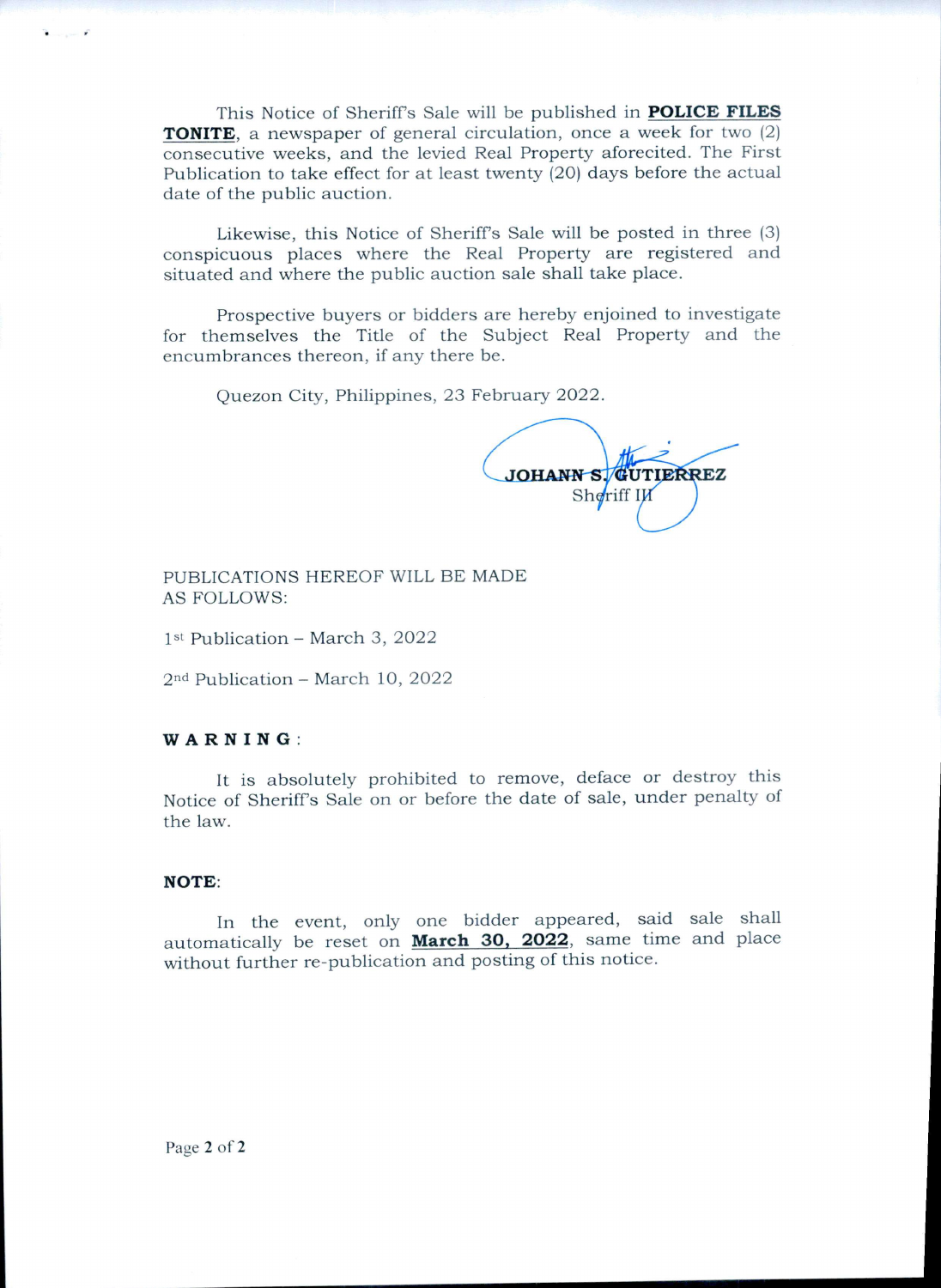This Notice of Sheriff's Sale will be published in **POLICE FILES TONITE**, a newspaper of general circulation, once a week for two (2) consecutive weeks, and the levied Real Property aforecited. The First Publication to take effect for at least twenty (20) days before the actual date of the public auction.

Likewise, this Notice of Sheriff's Sale will be posted in three (3) conspicuous places where the Real Property are registered and situated and where the public auction sale shall take place.

Prospective buyers or bidders are hereby enjoined to investigate for themselves the Title of the Subject Real Property and the encumbrances thereon, if any there be.

Quezon City, Philippines, 23 February 2022.

**JOHANN S. GUTIERREZ**
Sheriff III

PUBLICATIONS HEREOF WILL BE MADE AS FOLLOWS:

1st Publication – March 3, 2022

2nd Publication – March 10, 2022

**WARNING**:

It is absolutely prohibited to remove, deface or destroy this Notice of Sheriff's Sale on or before the date of sale, under penalty of the law.

**NOTE**:

In the event, only one bidder appeared, said sale shall automatically be reset on **March 30, 2022**, same time and place without further re-publication and posting of this notice.